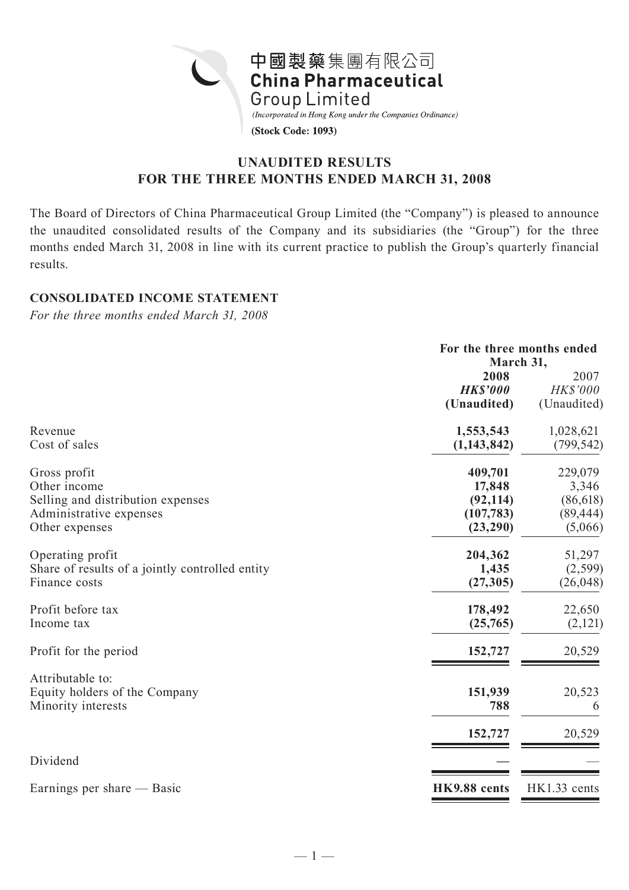中國製藥集團有限公司
**China Pharmaceutical Group Limited**

*(Incorporated in Hong Kong under the Companies Ordinance)*

**(Stock Code: 1093)**

# UNAUDITED RESULTS FOR THE THREE MONTHS ENDED MARCH 31, 2008

The Board of Directors of China Pharmaceutical Group Limited (the "Company") is pleased to announce the unaudited consolidated results of the Company and its subsidiaries (the "Group") for the three months ended March 31, 2008 in line with its current practice to publish the Group's quarterly financial results.

## CONSOLIDATED INCOME STATEMENT

*For the three months ended March 31, 2008*

| | For the three months ended March 31, | |
|---|---|---|
| | **2008** | 2007 |
| | ***HK$'000*** | *HK$'000* |
| | **(Unaudited)** | (Unaudited) |
| Revenue | **1,553,543** | 1,028,621 |
| Cost of sales | **(1,143,842)** | (799,542) |
| Gross profit | **409,701** | 229,079 |
| Other income | **17,848** | 3,346 |
| Selling and distribution expenses | **(92,114)** | (86,618) |
| Administrative expenses | **(107,783)** | (89,444) |
| Other expenses | **(23,290)** | (5,066) |
| Operating profit | **204,362** | 51,297 |
| Share of results of a jointly controlled entity | **1,435** | (2,599) |
| Finance costs | **(27,305)** | (26,048) |
| Profit before tax | **178,492** | 22,650 |
| Income tax | **(25,765)** | (2,121) |
| Profit for the period | **152,727** | 20,529 |
| Attributable to: | | |
| Equity holders of the Company | **151,939** | 20,523 |
| Minority interests | **788** | 6 |
| | **152,727** | 20,529 |
| Dividend | **—** | — |
| Earnings per share — Basic | **HK9.88 cents** | HK1.33 cents |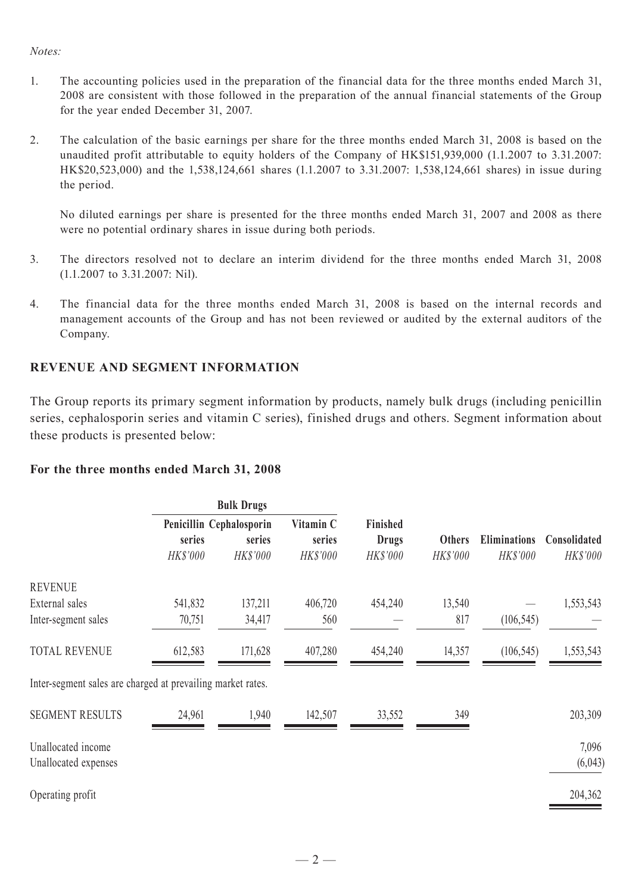*Notes:*

1. The accounting policies used in the preparation of the financial data for the three months ended March 31, 2008 are consistent with those followed in the preparation of the annual financial statements of the Group for the year ended December 31, 2007.

2. The calculation of the basic earnings per share for the three months ended March 31, 2008 is based on the unaudited profit attributable to equity holders of the Company of HK$151,939,000 (1.1.2007 to 3.31.2007: HK$20,523,000) and the 1,538,124,661 shares (1.1.2007 to 3.31.2007: 1,538,124,661 shares) in issue during the period.

   No diluted earnings per share is presented for the three months ended March 31, 2007 and 2008 as there were no potential ordinary shares in issue during both periods.

3. The directors resolved not to declare an interim dividend for the three months ended March 31, 2008 (1.1.2007 to 3.31.2007: Nil).

4. The financial data for the three months ended March 31, 2008 is based on the internal records and management accounts of the Group and has not been reviewed or audited by the external auditors of the Company.

## REVENUE AND SEGMENT INFORMATION

The Group reports its primary segment information by products, namely bulk drugs (including penicillin series, cephalosporin series and vitamin C series), finished drugs and others. Segment information about these products is presented below:

### For the three months ended March 31, 2008

| | Bulk Drugs | | | | | | |
|---|---|---|---|---|---|---|---|
| | Penicillin series | Cephalosporin series | Vitamin C series | Finished Drugs | Others | Eliminations | Consolidated |
| | *HK$'000* | *HK$'000* | *HK$'000* | *HK$'000* | *HK$'000* | *HK$'000* | *HK$'000* |
| REVENUE | | | | | | | |
| External sales | 541,832 | 137,211 | 406,720 | 454,240 | 13,540 | — | 1,553,543 |
| Inter-segment sales | 70,751 | 34,417 | 560 | — | 817 | (106,545) | — |
| TOTAL REVENUE | 612,583 | 171,628 | 407,280 | 454,240 | 14,357 | (106,545) | 1,553,543 |

Inter-segment sales are charged at prevailing market rates.

| | Penicillin series | Cephalosporin series | Vitamin C series | Finished Drugs | Others | Eliminations | Consolidated |
|---|---|---|---|---|---|---|---|
| SEGMENT RESULTS | 24,961 | 1,940 | 142,507 | 33,552 | 349 | | 203,309 |
| Unallocated income | | | | | | | 7,096 |
| Unallocated expenses | | | | | | | (6,043) |
| Operating profit | | | | | | | 204,362 |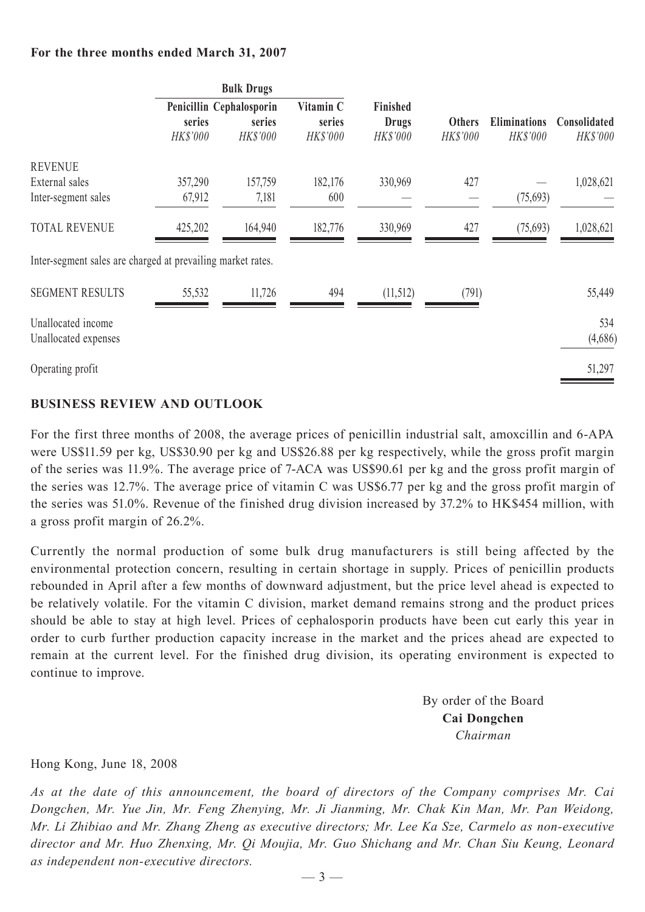**For the three months ended March 31, 2007**

| | Bulk Drugs | | | | | | |
|---|---|---|---|---|---|---|---|
| | Penicillin series | Cephalosporin series | Vitamin C series | Finished Drugs | Others | Eliminations | Consolidated |
| | *HK$'000* | *HK$'000* | *HK$'000* | *HK$'000* | *HK$'000* | *HK$'000* | *HK$'000* |
| REVENUE | | | | | | | |
| External sales | 357,290 | 157,759 | 182,176 | 330,969 | 427 | — | 1,028,621 |
| Inter-segment sales | 67,912 | 7,181 | 600 | — | — | (75,693) | — |
| TOTAL REVENUE | 425,202 | 164,940 | 182,776 | 330,969 | 427 | (75,693) | 1,028,621 |

Inter-segment sales are charged at prevailing market rates.

| | | | | | | | |
|---|---|---|---|---|---|---|---|
| SEGMENT RESULTS | 55,532 | 11,726 | 494 | (11,512) | (791) | | 55,449 |
| Unallocated income | | | | | | | 534 |
| Unallocated expenses | | | | | | | (4,686) |
| Operating profit | | | | | | | 51,297 |

## BUSINESS REVIEW AND OUTLOOK

For the first three months of 2008, the average prices of penicillin industrial salt, amoxcillin and 6-APA were US$11.59 per kg, US$30.90 per kg and US$26.88 per kg respectively, while the gross profit margin of the series was 11.9%. The average price of 7-ACA was US$90.61 per kg and the gross profit margin of the series was 12.7%. The average price of vitamin C was US$6.77 per kg and the gross profit margin of the series was 51.0%. Revenue of the finished drug division increased by 37.2% to HK$454 million, with a gross profit margin of 26.2%.

Currently the normal production of some bulk drug manufacturers is still being affected by the environmental protection concern, resulting in certain shortage in supply. Prices of penicillin products rebounded in April after a few months of downward adjustment, but the price level ahead is expected to be relatively volatile. For the vitamin C division, market demand remains strong and the product prices should be able to stay at high level. Prices of cephalosporin products have been cut early this year in order to curb further production capacity increase in the market and the prices ahead are expected to remain at the current level. For the finished drug division, its operating environment is expected to continue to improve.

By order of the Board
**Cai Dongchen**
*Chairman*

Hong Kong, June 18, 2008

*As at the date of this announcement, the board of directors of the Company comprises Mr. Cai Dongchen, Mr. Yue Jin, Mr. Feng Zhenying, Mr. Ji Jianming, Mr. Chak Kin Man, Mr. Pan Weidong, Mr. Li Zhibiao and Mr. Zhang Zheng as executive directors; Mr. Lee Ka Sze, Carmelo as non-executive director and Mr. Huo Zhenxing, Mr. Qi Moujia, Mr. Guo Shichang and Mr. Chan Siu Keung, Leonard as independent non-executive directors.*